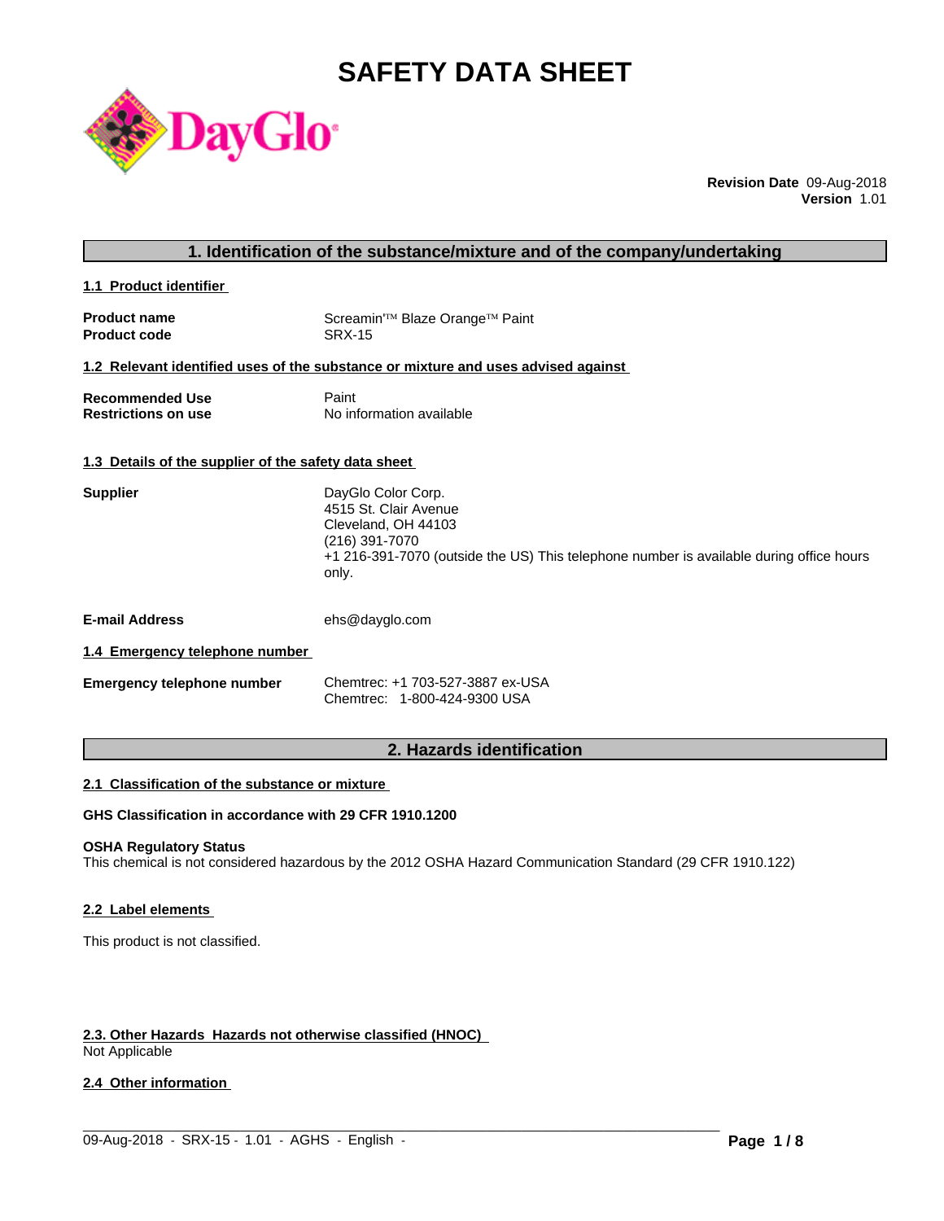# SAFETY DATA SHEET

DayGlo

**Revision Date** 09-Aug-2018
**Version** 1.01

## 1. Identification of the substance/mixture and of the company/undertaking

### 1.1 Product identifier

| | |
|---|---|
| **Product name** | Screamin'™ Blaze Orange™ Paint |
| **Product code** | SRX-15 |

### 1.2 Relevant identified uses of the substance or mixture and uses advised against

| | |
|---|---|
| **Recommended Use** | Paint |
| **Restrictions on use** | No information available |

### 1.3 Details of the supplier of the safety data sheet

**Supplier**
DayGlo Color Corp.
4515 St. Clair Avenue
Cleveland, OH 44103
(216) 391-7070
+1 216-391-7070 (outside the US) This telephone number is available during office hours only.

**E-mail Address** ehs@dayglo.com

### 1.4 Emergency telephone number

**Emergency telephone number**
Chemtrec: +1 703-527-3887 ex-USA
Chemtrec: 1-800-424-9300 USA

## 2. Hazards identification

### 2.1 Classification of the substance or mixture

**GHS Classification in accordance with 29 CFR 1910.1200**

**OSHA Regulatory Status**
This chemical is not considered hazardous by the 2012 OSHA Hazard Communication Standard (29 CFR 1910.122)

### 2.2 Label elements

This product is not classified.

### 2.3. Other Hazards Hazards not otherwise classified (HNOC)

Not Applicable

### 2.4 Other information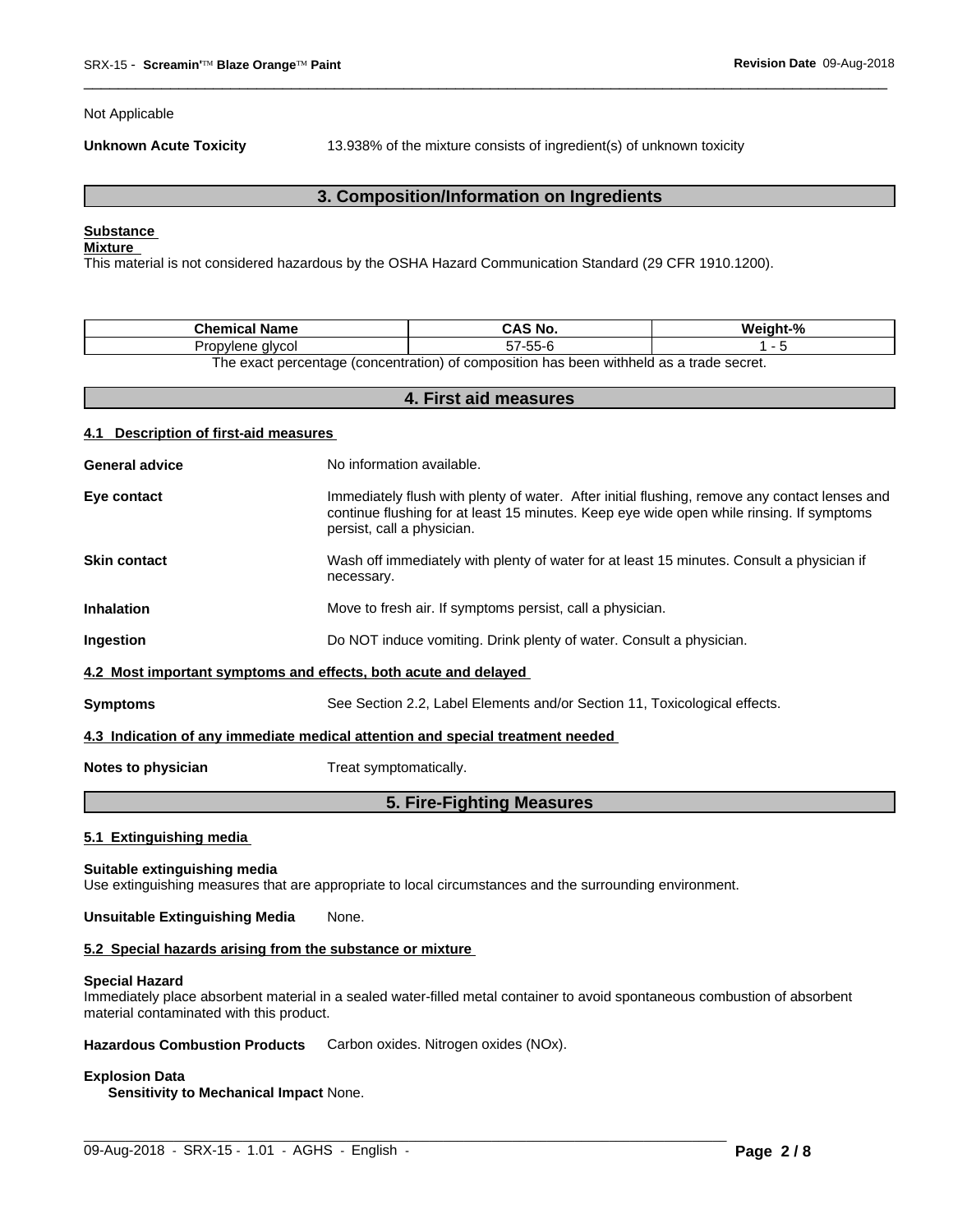Not Applicable

**Unknown Acute Toxicity** 13.938% of the mixture consists of ingredient(s) of unknown toxicity

## 3. Composition/Information on Ingredients

**Substance**

**Mixture**

This material is not considered hazardous by the OSHA Hazard Communication Standard (29 CFR 1910.1200).

| Chemical Name | CAS No. | Weight-% |
|---|---|---|
| Propylene glycol | 57-55-6 | 1 - 5 |

The exact percentage (concentration) of composition has been withheld as a trade secret.

## 4. First aid measures

### 4.1 Description of first-aid measures

**General advice** No information available.

**Eye contact** Immediately flush with plenty of water. After initial flushing, remove any contact lenses and continue flushing for at least 15 minutes. Keep eye wide open while rinsing. If symptoms persist, call a physician.

**Skin contact** Wash off immediately with plenty of water for at least 15 minutes. Consult a physician if necessary.

**Inhalation** Move to fresh air. If symptoms persist, call a physician.

**Ingestion** Do NOT induce vomiting. Drink plenty of water. Consult a physician.

### 4.2 Most important symptoms and effects, both acute and delayed

**Symptoms** See Section 2.2, Label Elements and/or Section 11, Toxicological effects.

### 4.3 Indication of any immediate medical attention and special treatment needed

**Notes to physician** Treat symptomatically.

## 5. Fire-Fighting Measures

### 5.1 Extinguishing media

**Suitable extinguishing media**

Use extinguishing measures that are appropriate to local circumstances and the surrounding environment.

**Unsuitable Extinguishing Media** None.

### 5.2 Special hazards arising from the substance or mixture

**Special Hazard**

Immediately place absorbent material in a sealed water-filled metal container to avoid spontaneous combustion of absorbent material contaminated with this product.

**Hazardous Combustion Products** Carbon oxides. Nitrogen oxides (NOx).

**Explosion Data**

**Sensitivity to Mechanical Impact** None.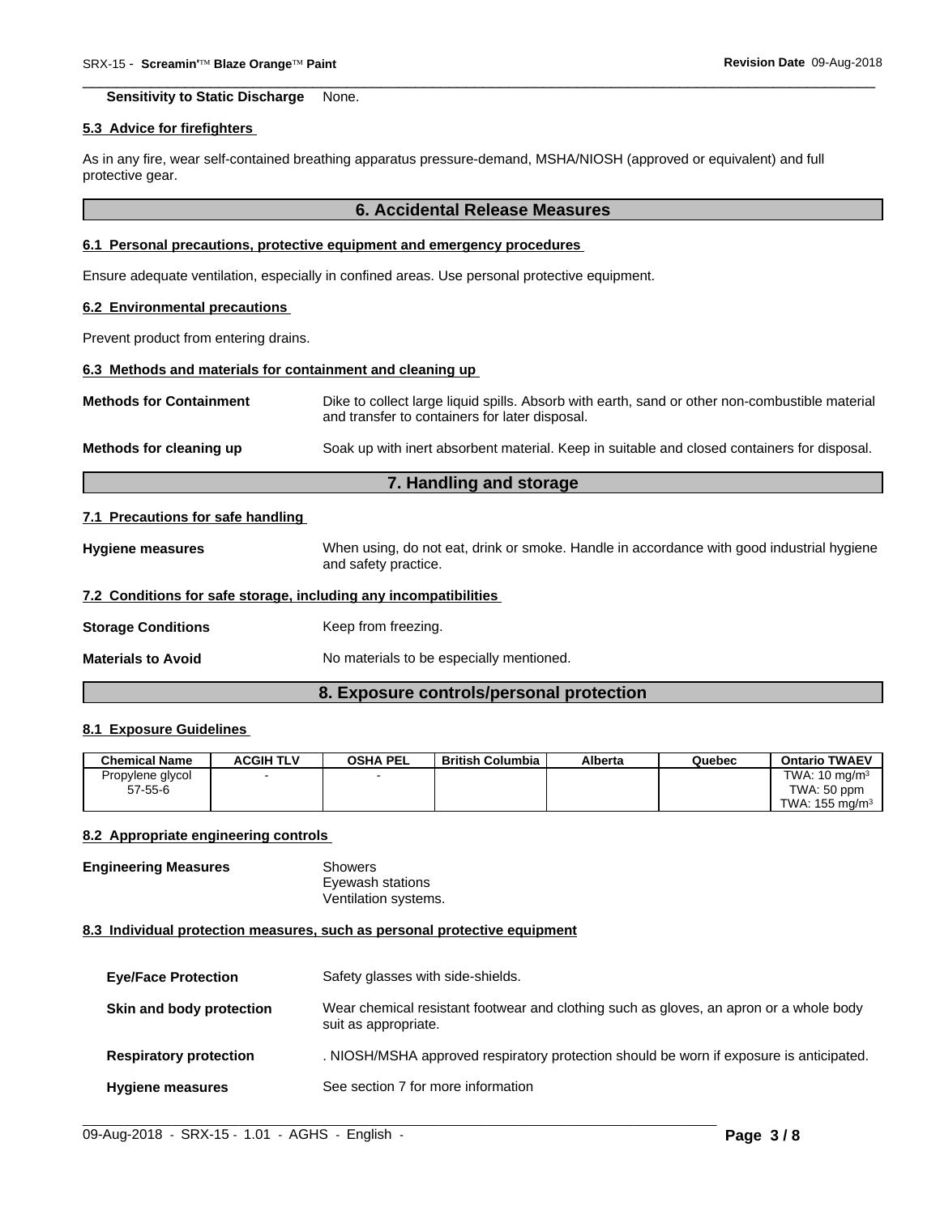**Sensitivity to Static Discharge** None.

### 5.3 Advice for firefighters

As in any fire, wear self-contained breathing apparatus pressure-demand, MSHA/NIOSH (approved or equivalent) and full protective gear.

## 6. Accidental Release Measures

### 6.1 Personal precautions, protective equipment and emergency procedures

Ensure adequate ventilation, especially in confined areas. Use personal protective equipment.

### 6.2 Environmental precautions

Prevent product from entering drains.

### 6.3 Methods and materials for containment and cleaning up

**Methods for Containment** Dike to collect large liquid spills. Absorb with earth, sand or other non-combustible material and transfer to containers for later disposal.

**Methods for cleaning up** Soak up with inert absorbent material. Keep in suitable and closed containers for disposal.

## 7. Handling and storage

### 7.1 Precautions for safe handling

**Hygiene measures** When using, do not eat, drink or smoke. Handle in accordance with good industrial hygiene and safety practice.

### 7.2 Conditions for safe storage, including any incompatibilities

**Storage Conditions** Keep from freezing.

**Materials to Avoid** No materials to be especially mentioned.

## 8. Exposure controls/personal protection

### 8.1 Exposure Guidelines

| Chemical Name | ACGIH TLV | OSHA PEL | British Columbia | Alberta | Quebec | Ontario TWAEV |
|---|---|---|---|---|---|---|
| Propylene glycol 57-55-6 | - | - | | | | TWA: 10 mg/m³ TWA: 50 ppm TWA: 155 mg/m³ |

### 8.2 Appropriate engineering controls

**Engineering Measures** Showers
Eyewash stations
Ventilation systems.

### 8.3 Individual protection measures, such as personal protective equipment

**Eye/Face Protection** Safety glasses with side-shields.

**Skin and body protection** Wear chemical resistant footwear and clothing such as gloves, an apron or a whole body suit as appropriate.

**Respiratory protection** . NIOSH/MSHA approved respiratory protection should be worn if exposure is anticipated.

**Hygiene measures** See section 7 for more information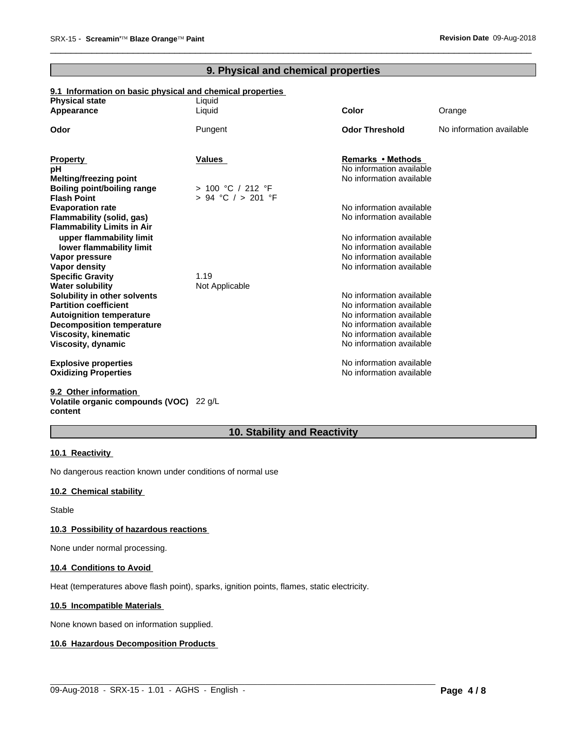## 9. Physical and chemical properties

### 9.1 Information on basic physical and chemical properties

| | | | |
|---|---|---|---|
| **Physical state** | Liquid | | |
| **Appearance** | Liquid | **Color** | Orange |
| **Odor** | Pungent | **Odor Threshold** | No information available |

| Property | Values | Remarks • Methods |
|---|---|---|
| **pH** | | No information available |
| **Melting/freezing point** | | No information available |
| **Boiling point/boiling range** | > 100 °C / 212 °F | |
| **Flash Point** | > 94 °C / > 201 °F | |
| **Evaporation rate** | | No information available |
| **Flammability (solid, gas)** | | No information available |
| **Flammability Limits in Air** | | |
| **upper flammability limit** | | No information available |
| **lower flammability limit** | | No information available |
| **Vapor pressure** | | No information available |
| **Vapor density** | | No information available |
| **Specific Gravity** | 1.19 | |
| **Water solubility** | Not Applicable | |
| **Solubility in other solvents** | | No information available |
| **Partition coefficient** | | No information available |
| **Autoignition temperature** | | No information available |
| **Decomposition temperature** | | No information available |
| **Viscosity, kinematic** | | No information available |
| **Viscosity, dynamic** | | No information available |
| **Explosive properties** | | No information available |
| **Oxidizing Properties** | | No information available |

### 9.2 Other information

**Volatile organic compounds (VOC) content** 22 g/L

## 10. Stability and Reactivity

### 10.1 Reactivity

No dangerous reaction known under conditions of normal use

### 10.2 Chemical stability

Stable

### 10.3 Possibility of hazardous reactions

None under normal processing.

### 10.4 Conditions to Avoid

Heat (temperatures above flash point), sparks, ignition points, flames, static electricity.

### 10.5 Incompatible Materials

None known based on information supplied.

### 10.6 Hazardous Decomposition Products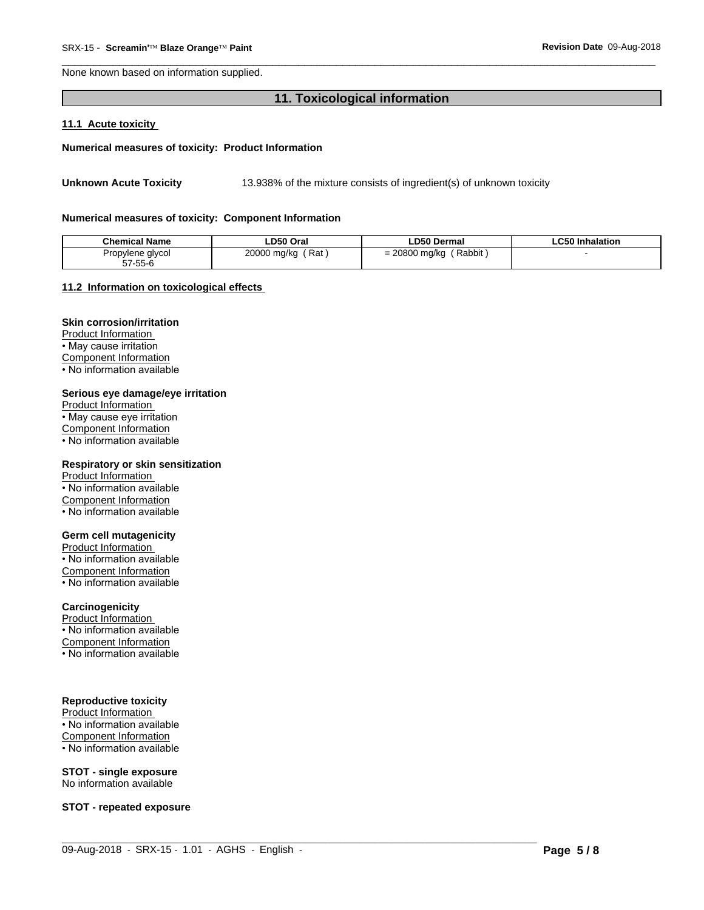None known based on information supplied.

## 11. Toxicological information

### 11.1 Acute toxicity

**Numerical measures of toxicity: Product Information**

**Unknown Acute Toxicity** 13.938% of the mixture consists of ingredient(s) of unknown toxicity

**Numerical measures of toxicity: Component Information**

| Chemical Name | LD50 Oral | LD50 Dermal | LC50 Inhalation |
|---|---|---|---|
| Propylene glycol 57-55-6 | 20000 mg/kg ( Rat ) | = 20800 mg/kg ( Rabbit ) | - |

### 11.2 Information on toxicological effects

**Skin corrosion/irritation**
Product Information
• May cause irritation
Component Information
• No information available

**Serious eye damage/eye irritation**
Product Information
• May cause eye irritation
Component Information
• No information available

**Respiratory or skin sensitization**
Product Information
• No information available
Component Information
• No information available

**Germ cell mutagenicity**
Product Information
• No information available
Component Information
• No information available

**Carcinogenicity**
Product Information
• No information available
Component Information
• No information available

**Reproductive toxicity**
Product Information
• No information available
Component Information
• No information available

**STOT - single exposure**
No information available

**STOT - repeated exposure**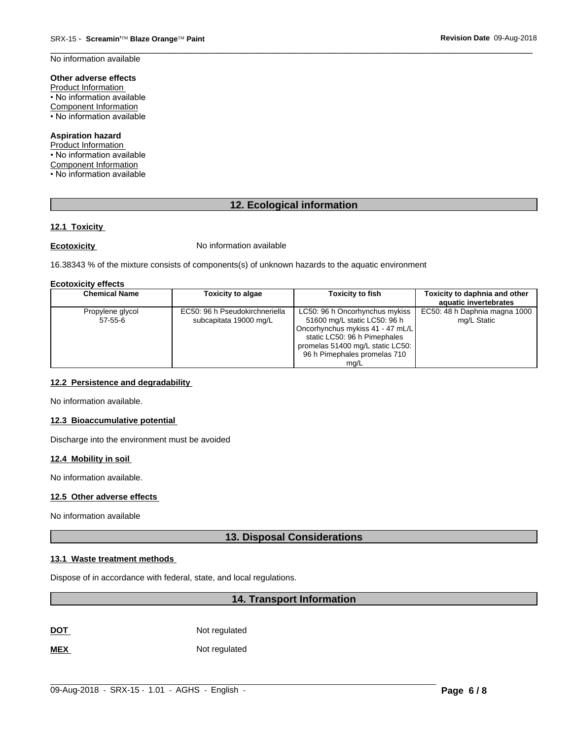No information available

**Other adverse effects**
Product Information
• No information available
Component Information
• No information available

**Aspiration hazard**
Product Information
• No information available
Component Information
• No information available

## 12. Ecological information

### 12.1 Toxicity

**Ecotoxicity** No information available

16.38343 % of the mixture consists of components(s) of unknown hazards to the aquatic environment

**Ecotoxicity effects**

| Chemical Name | Toxicity to algae | Toxicity to fish | Toxicity to daphnia and other aquatic invertebrates |
|---|---|---|---|
| Propylene glycol 57-55-6 | EC50: 96 h Pseudokirchneriella subcapitata 19000 mg/L | LC50: 96 h Oncorhynchus mykiss 51600 mg/L static LC50: 96 h Oncorhynchus mykiss 41 - 47 mL/L static LC50: 96 h Pimephales promelas 51400 mg/L static LC50: 96 h Pimephales promelas 710 mg/L | EC50: 48 h Daphnia magna 1000 mg/L Static |

### 12.2 Persistence and degradability

No information available.

### 12.3 Bioaccumulative potential

Discharge into the environment must be avoided

### 12.4 Mobility in soil

No information available.

### 12.5 Other adverse effects

No information available

## 13. Disposal Considerations

### 13.1 Waste treatment methods

Dispose of in accordance with federal, state, and local regulations.

## 14. Transport Information

**DOT** Not regulated

**MEX** Not regulated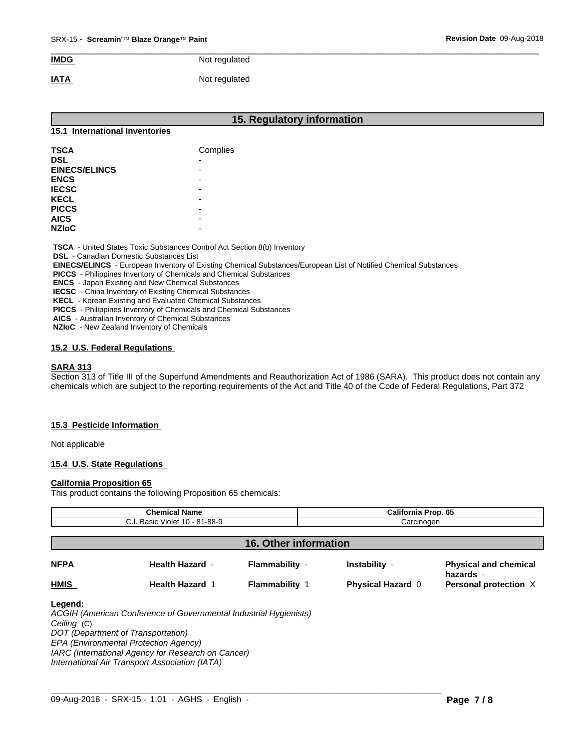**IMDG** Not regulated

**IATA** Not regulated

## 15. Regulatory information

### 15.1 International Inventories

| | |
|---|---|
| **TSCA** | Complies |
| **DSL** | - |
| **EINECS/ELINCS** | - |
| **ENCS** | - |
| **IECSC** | - |
| **KECL** | - |
| **PICCS** | - |
| **AICS** | - |
| **NZIoC** | - |

**TSCA** - United States Toxic Substances Control Act Section 8(b) Inventory
**DSL** - Canadian Domestic Substances List
**EINECS/ELINCS** - European Inventory of Existing Chemical Substances/European List of Notified Chemical Substances
**PICCS** - Philippines Inventory of Chemicals and Chemical Substances
**ENCS** - Japan Existing and New Chemical Substances
**IECSC** - China Inventory of Existing Chemical Substances
**KECL** - Korean Existing and Evaluated Chemical Substances
**PICCS** - Philippines Inventory of Chemicals and Chemical Substances
**AICS** - Australian Inventory of Chemical Substances
**NZIoC** - New Zealand Inventory of Chemicals

### 15.2 U.S. Federal Regulations

**SARA 313**
Section 313 of Title III of the Superfund Amendments and Reauthorization Act of 1986 (SARA). This product does not contain any chemicals which are subject to the reporting requirements of the Act and Title 40 of the Code of Federal Regulations, Part 372

### 15.3 Pesticide Information

Not applicable

### 15.4 U.S. State Regulations

**California Proposition 65**
This product contains the following Proposition 65 chemicals:

| Chemical Name | California Prop. 65 |
|---|---|
| C.I. Basic Violet 10 - 81-88-9 | Carcinogen |

## 16. Other information

| | | | | |
|---|---|---|---|---|
| **NFPA** | **Health Hazard** - | **Flammability** - | **Instability** - | **Physical and chemical hazards** - |
| **HMIS** | **Health Hazard** 1 | **Flammability** 1 | **Physical Hazard** 0 | **Personal protection** X |

**Legend:**
*ACGIH (American Conference of Governmental Industrial Hygienists)*
*Ceiling* (C)
*DOT (Department of Transportation)*
*EPA (Environmental Protection Agency)*
*IARC (International Agency for Research on Cancer)*
*International Air Transport Association (IATA)*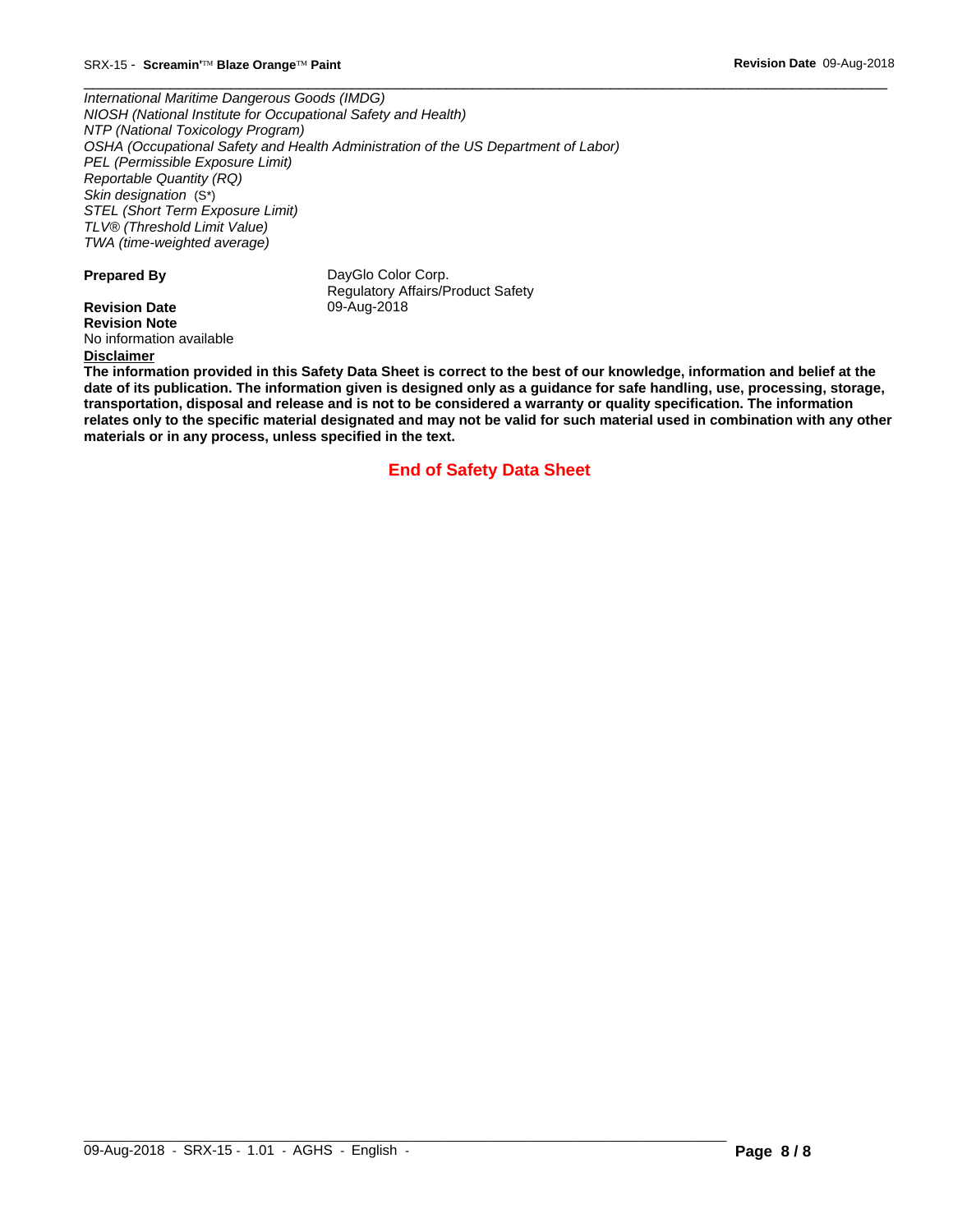*International Maritime Dangerous Goods (IMDG)*
*NIOSH (National Institute for Occupational Safety and Health)*
*NTP (National Toxicology Program)*
*OSHA (Occupational Safety and Health Administration of the US Department of Labor)*
*PEL (Permissible Exposure Limit)*
*Reportable Quantity (RQ)*
*Skin designation* (S*)
*STEL (Short Term Exposure Limit)*
*TLV® (Threshold Limit Value)*
*TWA (time-weighted average)*

**Prepared By** DayGlo Color Corp.
Regulatory Affairs/Product Safety

**Revision Date** 09-Aug-2018

**Revision Note**
No information available

**Disclaimer**

**The information provided in this Safety Data Sheet is correct to the best of our knowledge, information and belief at the date of its publication. The information given is designed only as a guidance for safe handling, use, processing, storage, transportation, disposal and release and is not to be considered a warranty or quality specification. The information relates only to the specific material designated and may not be valid for such material used in combination with any other materials or in any process, unless specified in the text.**

**End of Safety Data Sheet**